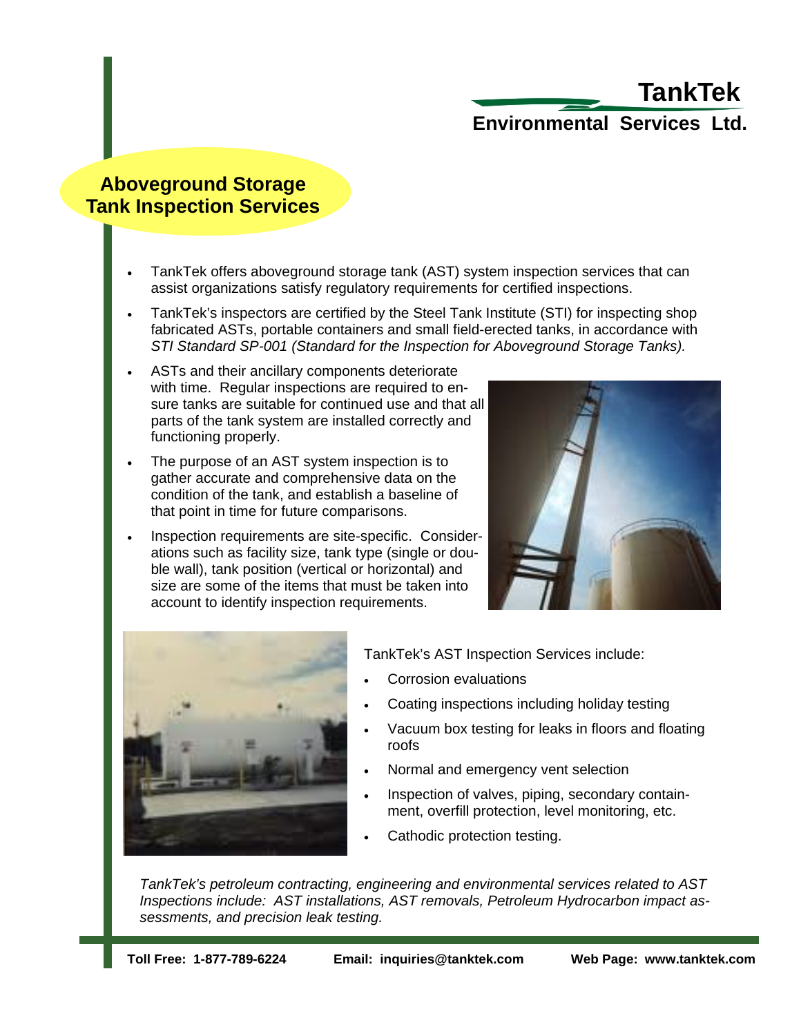**TankTek**
**Environmental Services Ltd.**

# Aboveground Storage Tank Inspection Services

- TankTek offers aboveground storage tank (AST) system inspection services that can assist organizations satisfy regulatory requirements for certified inspections.
- TankTek's inspectors are certified by the Steel Tank Institute (STI) for inspecting shop fabricated ASTs, portable containers and small field-erected tanks, in accordance with *STI Standard SP-001 (Standard for the Inspection for Aboveground Storage Tanks).*
- ASTs and their ancillary components deteriorate with time. Regular inspections are required to ensure tanks are suitable for continued use and that all parts of the tank system are installed correctly and functioning properly.
- The purpose of an AST system inspection is to gather accurate and comprehensive data on the condition of the tank, and establish a baseline of that point in time for future comparisons.
- Inspection requirements are site-specific. Considerations such as facility size, tank type (single or double wall), tank position (vertical or horizontal) and size are some of the items that must be taken into account to identify inspection requirements.

TankTek's AST Inspection Services include:

- Corrosion evaluations
- Coating inspections including holiday testing
- Vacuum box testing for leaks in floors and floating roofs
- Normal and emergency vent selection
- Inspection of valves, piping, secondary containment, overfill protection, level monitoring, etc.
- Cathodic protection testing.

*TankTek's petroleum contracting, engineering and environmental services related to AST Inspections include: AST installations, AST removals, Petroleum Hydrocarbon impact assessments, and precision leak testing.*

**Toll Free: 1-877-789-6224** **Email: inquiries@tanktek.com** **Web Page: www.tanktek.com**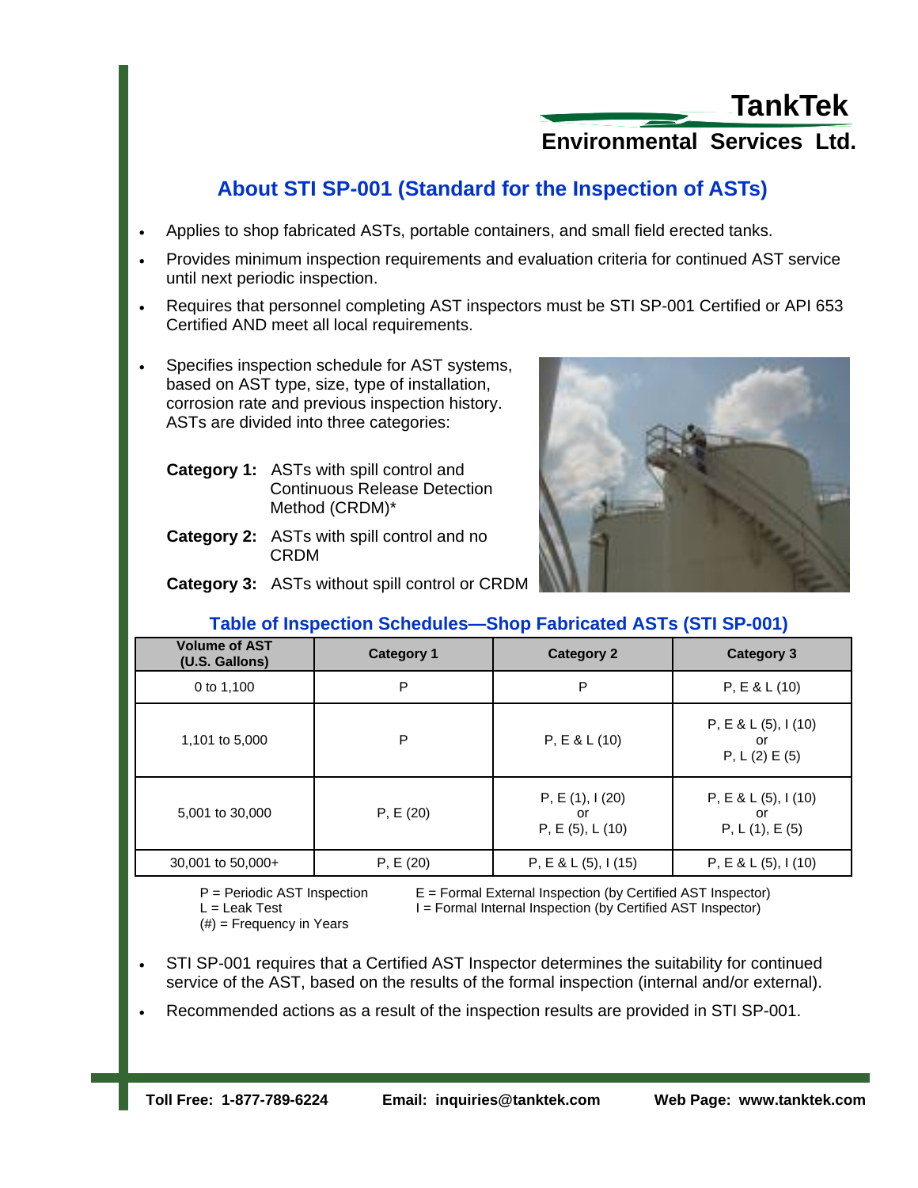**TankTek**
**Environmental Services Ltd.**

## About STI SP-001 (Standard for the Inspection of ASTs)

- Applies to shop fabricated ASTs, portable containers, and small field erected tanks.
- Provides minimum inspection requirements and evaluation criteria for continued AST service until next periodic inspection.
- Requires that personnel completing AST inspectors must be STI SP-001 Certified or API 653 Certified AND meet all local requirements.
- Specifies inspection schedule for AST systems, based on AST type, size, type of installation, corrosion rate and previous inspection history. ASTs are divided into three categories:

  **Category 1:** ASTs with spill control and Continuous Release Detection Method (CRDM)*

  **Category 2:** ASTs with spill control and no CRDM

  **Category 3:** ASTs without spill control or CRDM

### Table of Inspection Schedules—Shop Fabricated ASTs (STI SP-001)

| Volume of AST (U.S. Gallons) | Category 1 | Category 2 | Category 3 |
|---|---|---|---|
| 0 to 1,100 | P | P | P, E & L (10) |
| 1,101 to 5,000 | P | P, E & L (10) | P, E & L (5), I (10) or P, L (2) E (5) |
| 5,001 to 30,000 | P, E (20) | P, E (1), I (20) or P, E (5), L (10) | P, E & L (5), I (10) or P, L (1), E (5) |
| 30,001 to 50,000+ | P, E (20) | P, E & L (5), I (15) | P, E & L (5), I (10) |

P = Periodic AST Inspection
L = Leak Test
(#) = Frequency in Years
E = Formal External Inspection (by Certified AST Inspector)
I = Formal Internal Inspection (by Certified AST Inspector)

- STI SP-001 requires that a Certified AST Inspector determines the suitability for continued service of the AST, based on the results of the formal inspection (internal and/or external).
- Recommended actions as a result of the inspection results are provided in STI SP-001.

**Toll Free: 1-877-789-6224** **Email: inquiries@tanktek.com** **Web Page: www.tanktek.com**